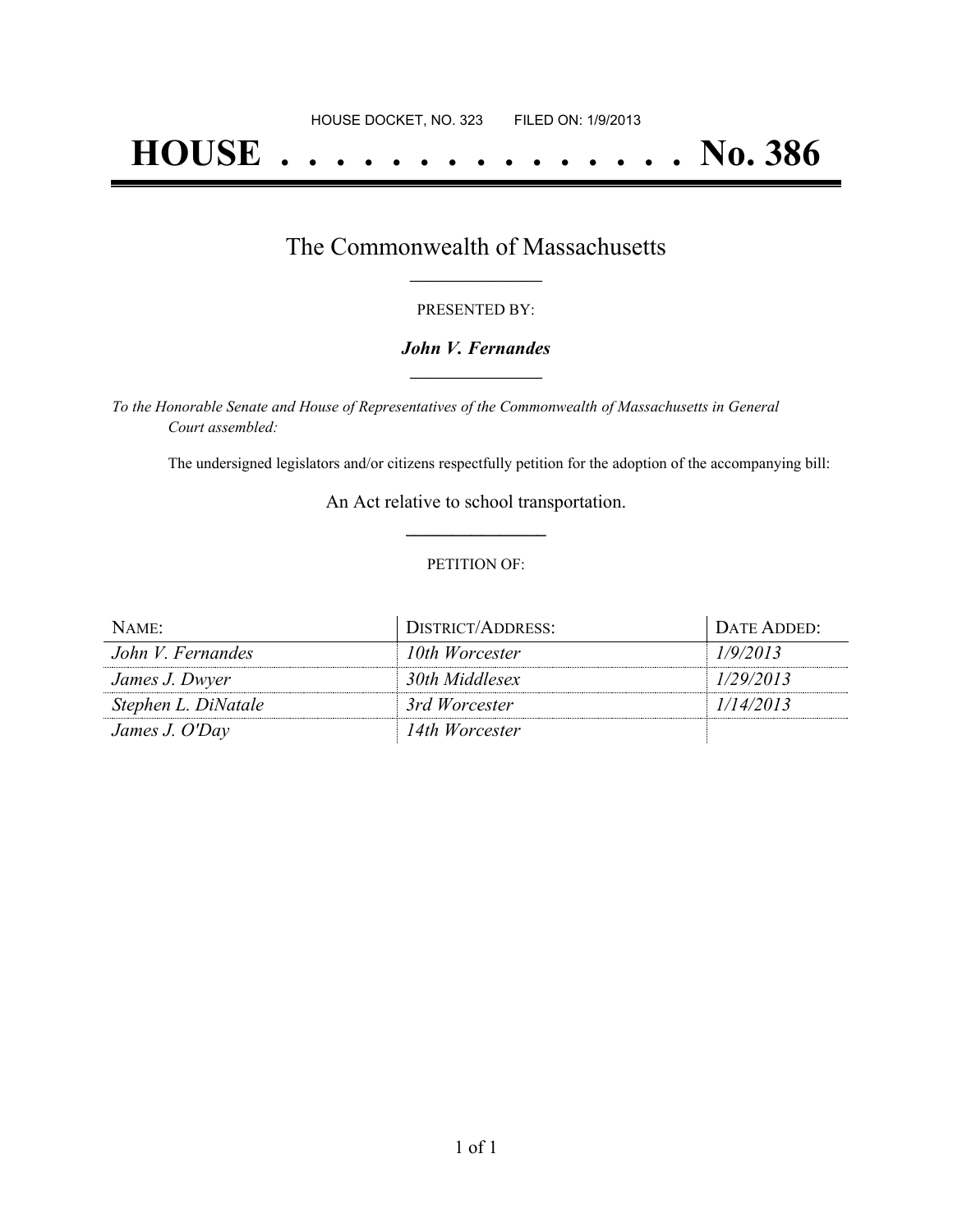HOUSE DOCKET, NO. 323 FILED ON: 1/9/2013

# HOUSE . . . . . . . . . . . . . . . No. 386

## The Commonwealth of Massachusetts

PRESENTED BY:

***John V. Fernandes***

*To the Honorable Senate and House of Representatives of the Commonwealth of Massachusetts in General Court assembled:*

The undersigned legislators and/or citizens respectfully petition for the adoption of the accompanying bill:

An Act relative to school transportation.

PETITION OF:

| NAME: | DISTRICT/ADDRESS: | DATE ADDED: |
| --- | --- | --- |
| *John V. Fernandes* | *10th Worcester* | *1/9/2013* |
| *James J. Dwyer* | *30th Middlesex* | *1/29/2013* |
| *Stephen L. DiNatale* | *3rd Worcester* | *1/14/2013* |
| *James J. O'Day* | *14th Worcester* | |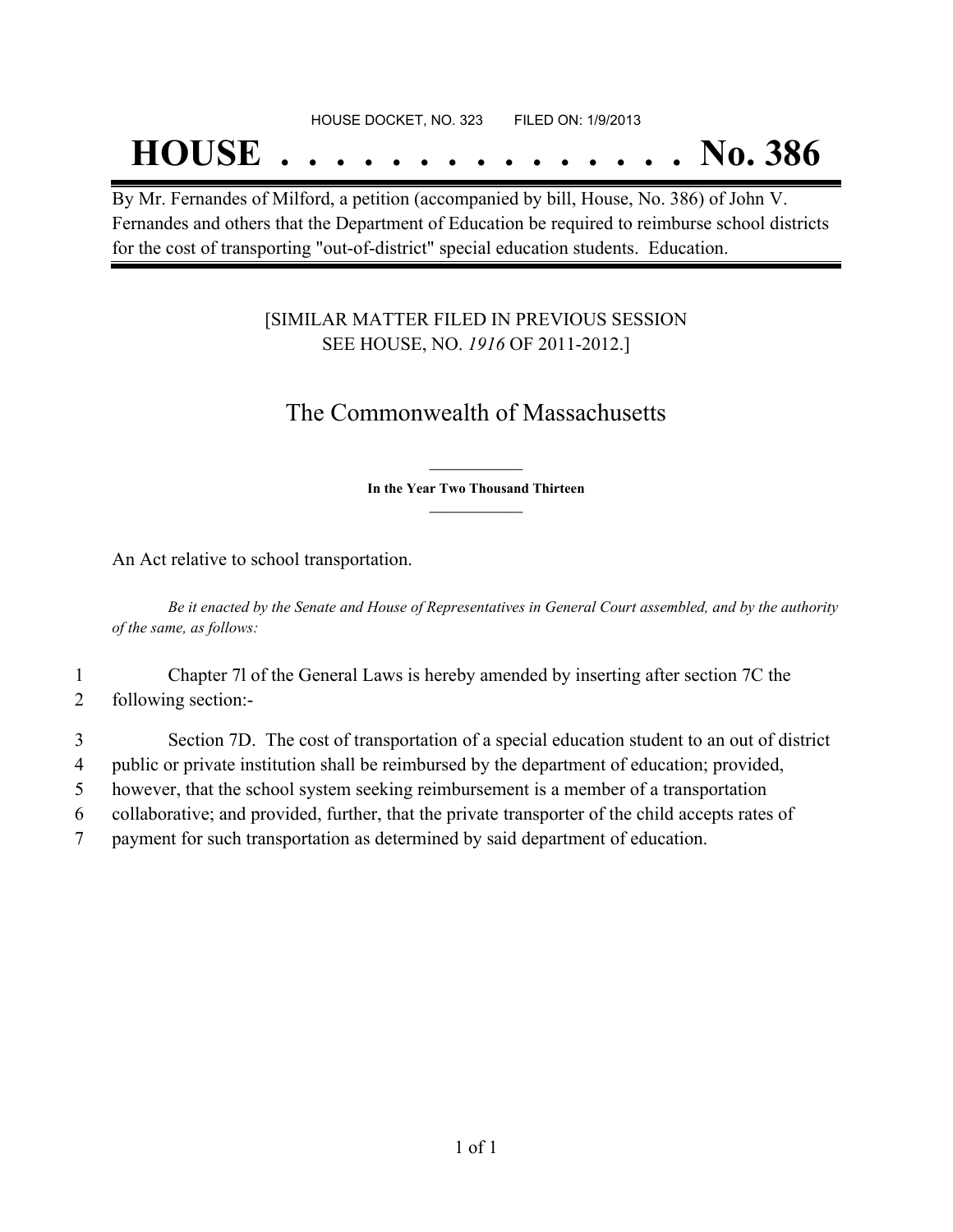HOUSE DOCKET, NO. 323 FILED ON: 1/9/2013

# HOUSE . . . . . . . . . . . . . . . No. 386

By Mr. Fernandes of Milford, a petition (accompanied by bill, House, No. 386) of John V. Fernandes and others that the Department of Education be required to reimburse school districts for the cost of transporting "out-of-district" special education students. Education.

[SIMILAR MATTER FILED IN PREVIOUS SESSION SEE HOUSE, NO. *1916* OF 2011-2012.]

## The Commonwealth of Massachusetts

**In the Year Two Thousand Thirteen**

An Act relative to school transportation.

*Be it enacted by the Senate and House of Representatives in General Court assembled, and by the authority of the same, as follows:*

1 Chapter 7l of the General Laws is hereby amended by inserting after section 7C the
2 following section:-

3 Section 7D. The cost of transportation of a special education student to an out of district
4 public or private institution shall be reimbursed by the department of education; provided,
5 however, that the school system seeking reimbursement is a member of a transportation
6 collaborative; and provided, further, that the private transporter of the child accepts rates of
7 payment for such transportation as determined by said department of education.